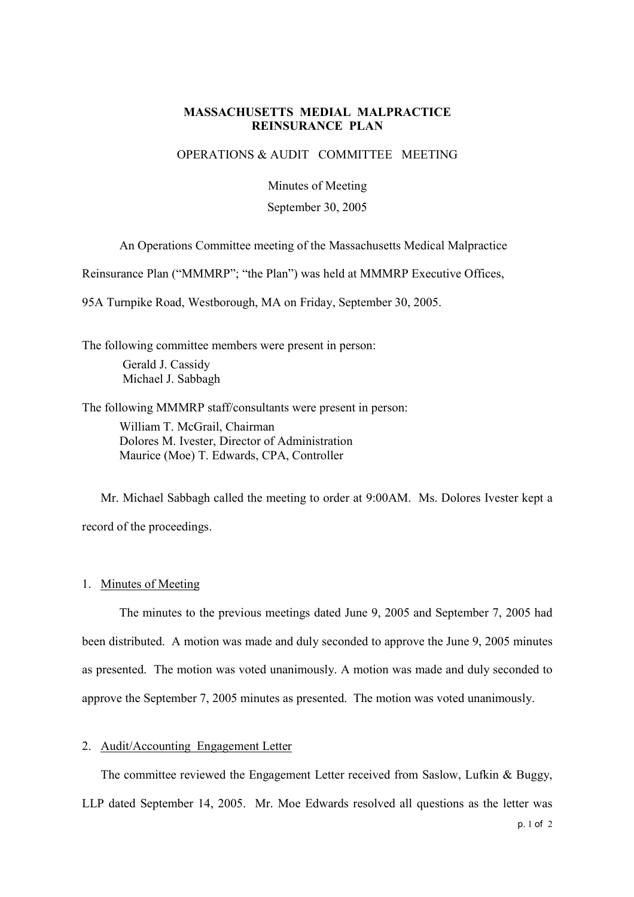**MASSACHUSETTS MEDIAL MALPRACTICE REINSURANCE PLAN**

OPERATIONS & AUDIT COMMITTEE MEETING

Minutes of Meeting

September 30, 2005

An Operations Committee meeting of the Massachusetts Medical Malpractice Reinsurance Plan ("MMMRP"; "the Plan") was held at MMMRP Executive Offices, 95A Turnpike Road, Westborough, MA on Friday, September 30, 2005.

The following committee members were present in person:

Gerald J. Cassidy
Michael J. Sabbagh

The following MMMRP staff/consultants were present in person:

William T. McGrail, Chairman
Dolores M. Ivester, Director of Administration
Maurice (Moe) T. Edwards, CPA, Controller

Mr. Michael Sabbagh called the meeting to order at 9:00AM. Ms. Dolores Ivester kept a record of the proceedings.

1. Minutes of Meeting

The minutes to the previous meetings dated June 9, 2005 and September 7, 2005 had been distributed. A motion was made and duly seconded to approve the June 9, 2005 minutes as presented. The motion was voted unanimously. A motion was made and duly seconded to approve the September 7, 2005 minutes as presented. The motion was voted unanimously.

2. Audit/Accounting Engagement Letter

The committee reviewed the Engagement Letter received from Saslow, Lufkin & Buggy, LLP dated September 14, 2005. Mr. Moe Edwards resolved all questions as the letter was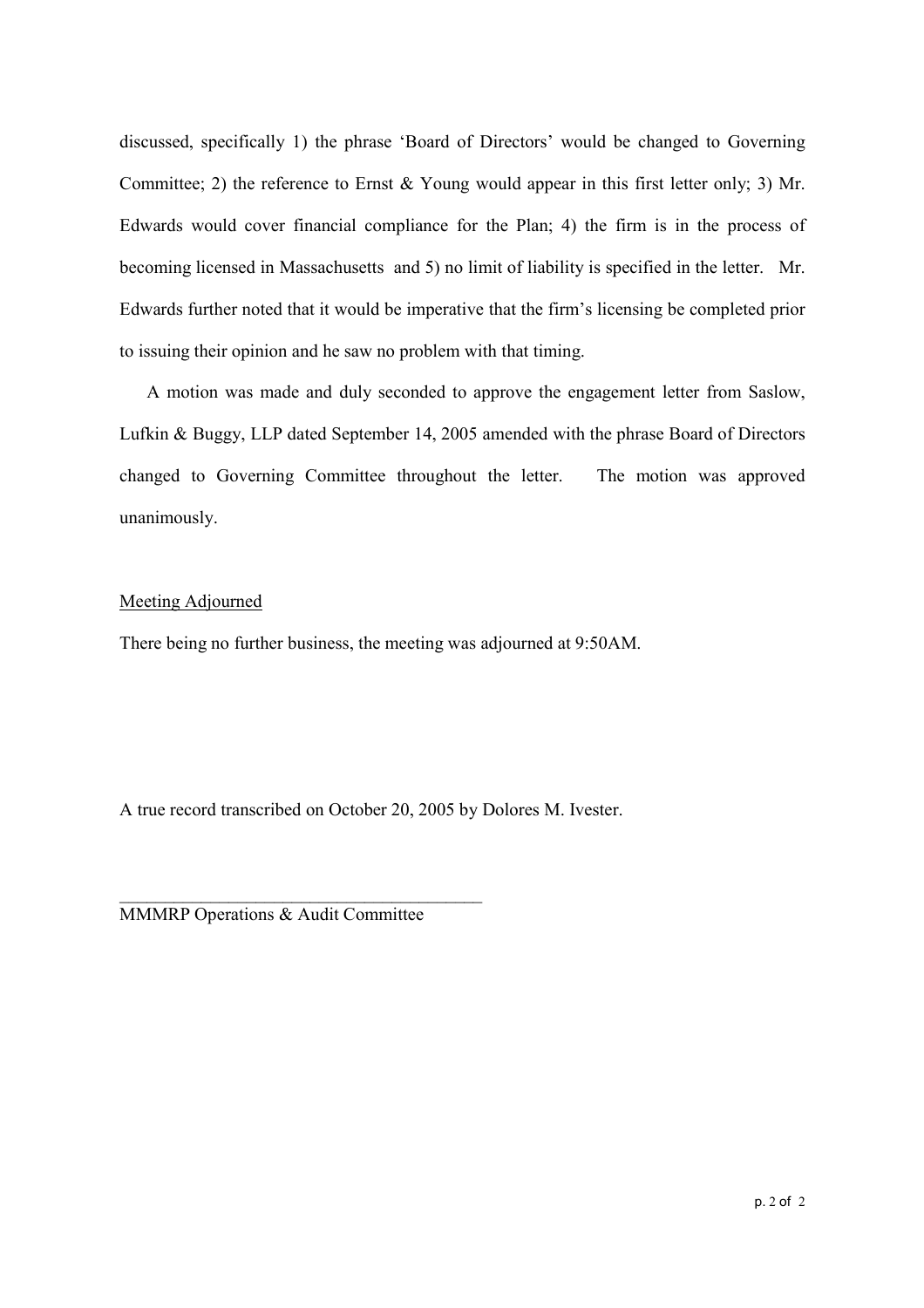discussed, specifically 1) the phrase 'Board of Directors' would be changed to Governing Committee; 2) the reference to Ernst & Young would appear in this first letter only; 3) Mr. Edwards would cover financial compliance for the Plan; 4) the firm is in the process of becoming licensed in Massachusetts and 5) no limit of liability is specified in the letter. Mr. Edwards further noted that it would be imperative that the firm's licensing be completed prior to issuing their opinion and he saw no problem with that timing.

A motion was made and duly seconded to approve the engagement letter from Saslow, Lufkin & Buggy, LLP dated September 14, 2005 amended with the phrase Board of Directors changed to Governing Committee throughout the letter. The motion was approved unanimously.

<u>Meeting Adjourned</u>

There being no further business, the meeting was adjourned at 9:50AM.

A true record transcribed on October 20, 2005 by Dolores M. Ivester.

\_\_\_\_\_\_\_\_\_\_\_\_\_\_\_\_\_\_\_\_\_\_\_\_\_\_\_\_\_\_\_\_\_\_\_\_\_\_\_\_\_\_

MMMRP Operations & Audit Committee